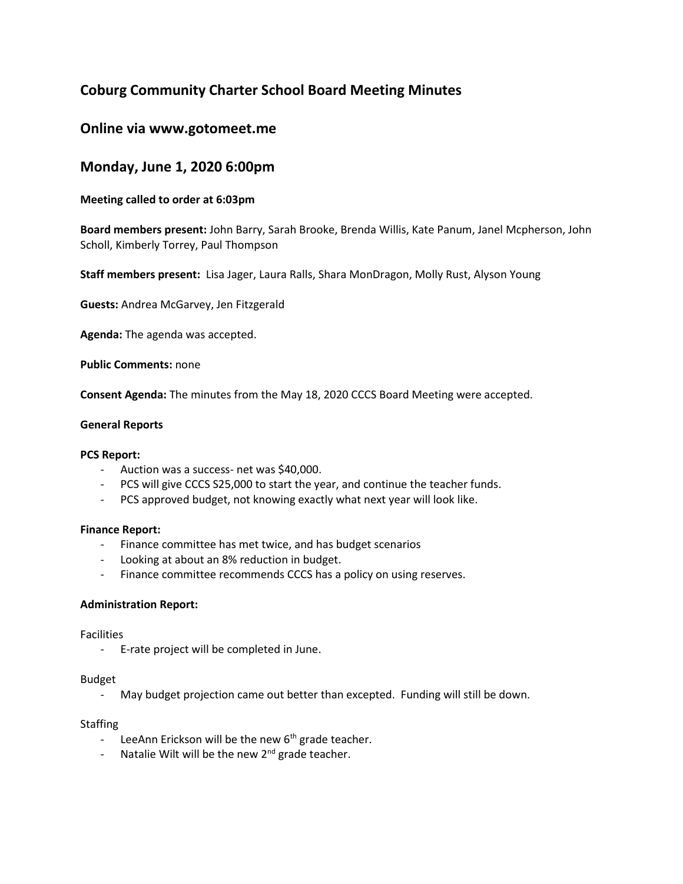## Coburg Community Charter School Board Meeting Minutes

## Online via www.gotomeet.me

## Monday, June 1, 2020 6:00pm

**Meeting called to order at 6:03pm**

**Board members present:** John Barry, Sarah Brooke, Brenda Willis, Kate Panum, Janel Mcpherson, John Scholl, Kimberly Torrey, Paul Thompson

**Staff members present:** Lisa Jager, Laura Ralls, Shara MonDragon, Molly Rust, Alyson Young

**Guests:** Andrea McGarvey, Jen Fitzgerald

**Agenda:** The agenda was accepted.

**Public Comments:** none

**Consent Agenda:** The minutes from the May 18, 2020 CCCS Board Meeting were accepted.

**General Reports**

**PCS Report:**

- Auction was a success- net was $40,000.
- PCS will give CCCS S25,000 to start the year, and continue the teacher funds.
- PCS approved budget, not knowing exactly what next year will look like.

**Finance Report:**

- Finance committee has met twice, and has budget scenarios
- Looking at about an 8% reduction in budget.
- Finance committee recommends CCCS has a policy on using reserves.

**Administration Report:**

Facilities

- E-rate project will be completed in June.

Budget

- May budget projection came out better than excepted. Funding will still be down.

Staffing

- LeeAnn Erickson will be the new 6th grade teacher.
- Natalie Wilt will be the new 2nd grade teacher.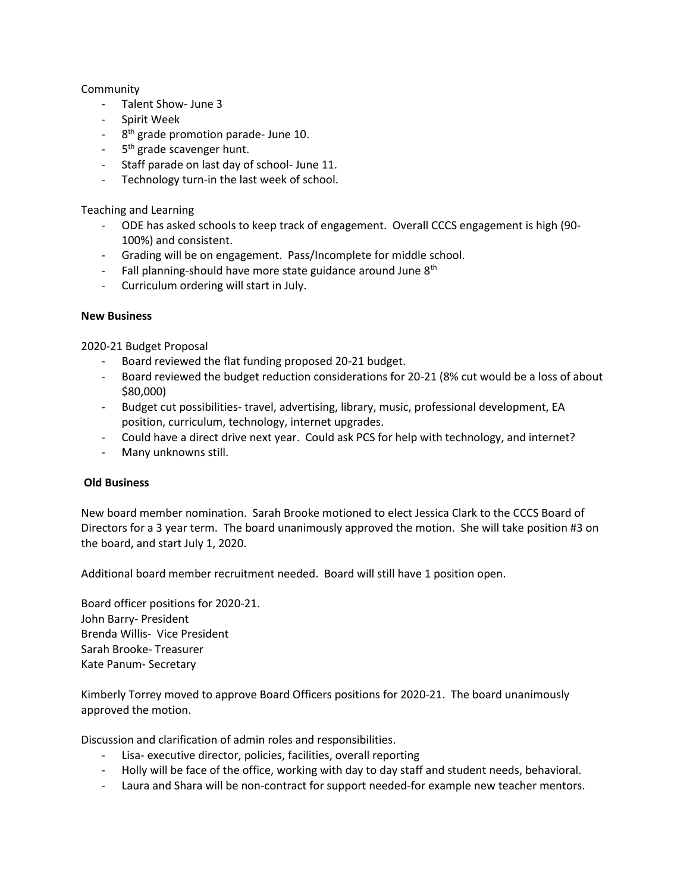Community

- Talent Show- June 3
- Spirit Week
- 8th grade promotion parade- June 10.
- 5th grade scavenger hunt.
- Staff parade on last day of school- June 11.
- Technology turn-in the last week of school.

Teaching and Learning

- ODE has asked schools to keep track of engagement. Overall CCCS engagement is high (90-100%) and consistent.
- Grading will be on engagement. Pass/Incomplete for middle school.
- Fall planning-should have more state guidance around June 8th
- Curriculum ordering will start in July.

**New Business**

2020-21 Budget Proposal

- Board reviewed the flat funding proposed 20-21 budget.
- Board reviewed the budget reduction considerations for 20-21 (8% cut would be a loss of about $80,000)
- Budget cut possibilities- travel, advertising, library, music, professional development, EA position, curriculum, technology, internet upgrades.
- Could have a direct drive next year. Could ask PCS for help with technology, and internet?
- Many unknowns still.

**Old Business**

New board member nomination. Sarah Brooke motioned to elect Jessica Clark to the CCCS Board of Directors for a 3 year term. The board unanimously approved the motion. She will take position #3 on the board, and start July 1, 2020.

Additional board member recruitment needed. Board will still have 1 position open.

Board officer positions for 2020-21.
John Barry- President
Brenda Willis- Vice President
Sarah Brooke- Treasurer
Kate Panum- Secretary

Kimberly Torrey moved to approve Board Officers positions for 2020-21. The board unanimously approved the motion.

Discussion and clarification of admin roles and responsibilities.

- Lisa- executive director, policies, facilities, overall reporting
- Holly will be face of the office, working with day to day staff and student needs, behavioral.
- Laura and Shara will be non-contract for support needed-for example new teacher mentors.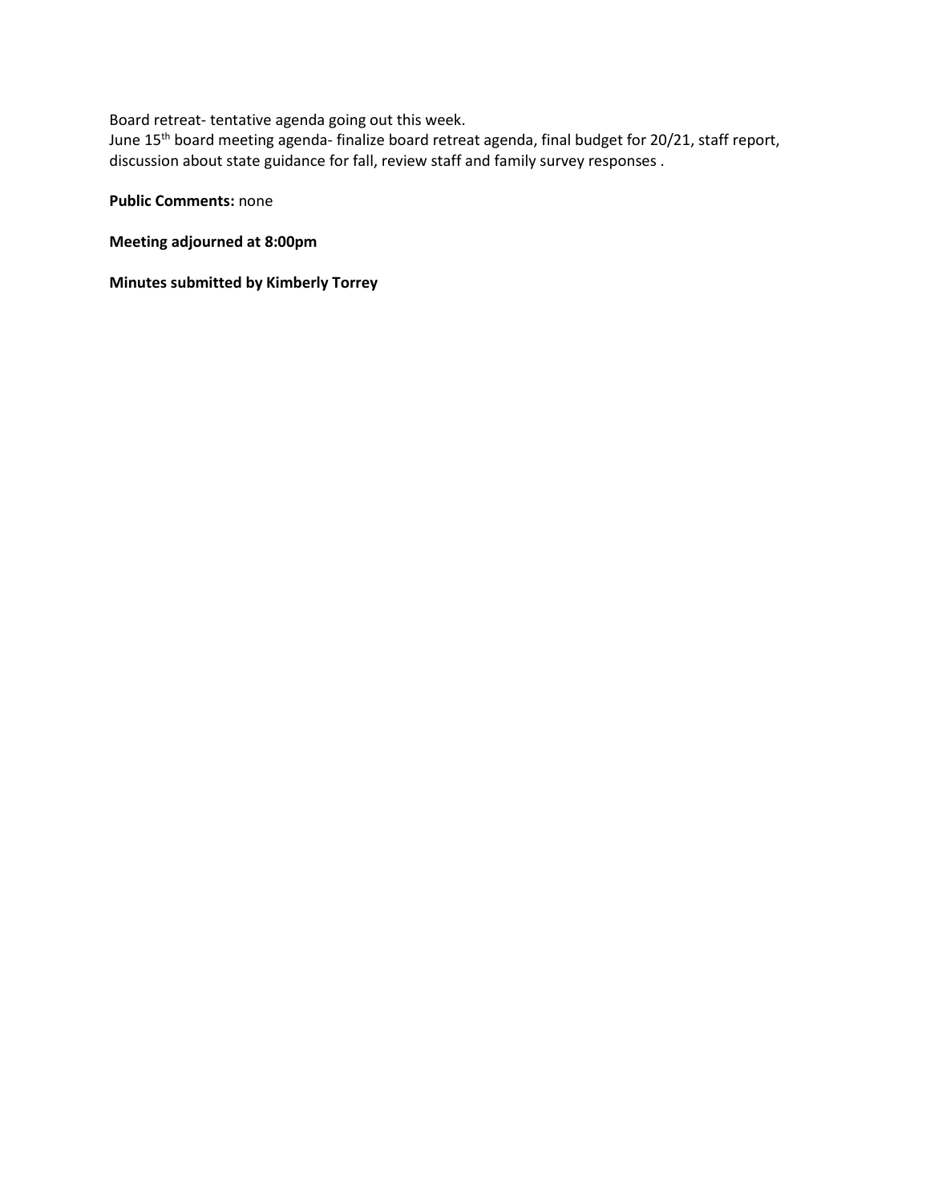Board retreat- tentative agenda going out this week.
June 15th board meeting agenda- finalize board retreat agenda, final budget for 20/21, staff report, discussion about state guidance for fall, review staff and family survey responses .

**Public Comments:** none

**Meeting adjourned at 8:00pm**

**Minutes submitted by Kimberly Torrey**